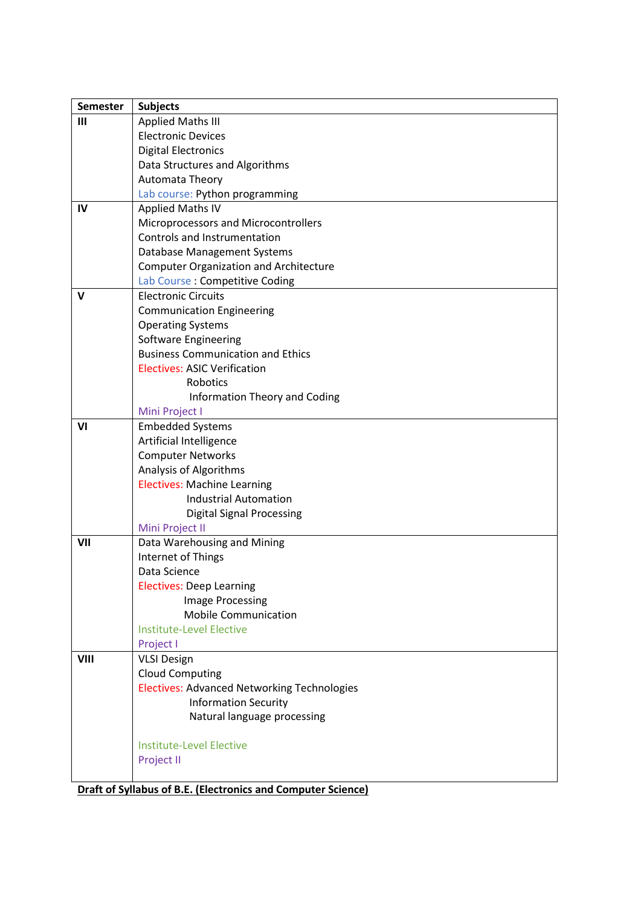| Semester | Subjects |
|---|---|
| **III** | Applied Maths III<br>Electronic Devices<br>Digital Electronics<br>Data Structures and Algorithms<br>Automata Theory<br>Lab course: Python programming |
| **IV** | Applied Maths IV<br>Microprocessors and Microcontrollers<br>Controls and Instrumentation<br>Database Management Systems<br>Computer Organization and Architecture<br>Lab Course : Competitive Coding |
| **V** | Electronic Circuits<br>Communication Engineering<br>Operating Systems<br>Software Engineering<br>Business Communication and Ethics<br>Electives: ASIC Verification<br>Robotics<br>Information Theory and Coding<br>Mini Project I |
| **VI** | Embedded Systems<br>Artificial Intelligence<br>Computer Networks<br>Analysis of Algorithms<br>Electives: Machine Learning<br>Industrial Automation<br>Digital Signal Processing<br>Mini Project II |
| **VII** | Data Warehousing and Mining<br>Internet of Things<br>Data Science<br>Electives: Deep Learning<br>Image Processing<br>Mobile Communication<br>Institute-Level Elective<br>Project I |
| **VIII** | VLSI Design<br>Cloud Computing<br>Electives: Advanced Networking Technologies<br>Information Security<br>Natural language processing<br><br>Institute-Level Elective<br>Project II |

**Draft of Syllabus of B.E. (Electronics and Computer Science)**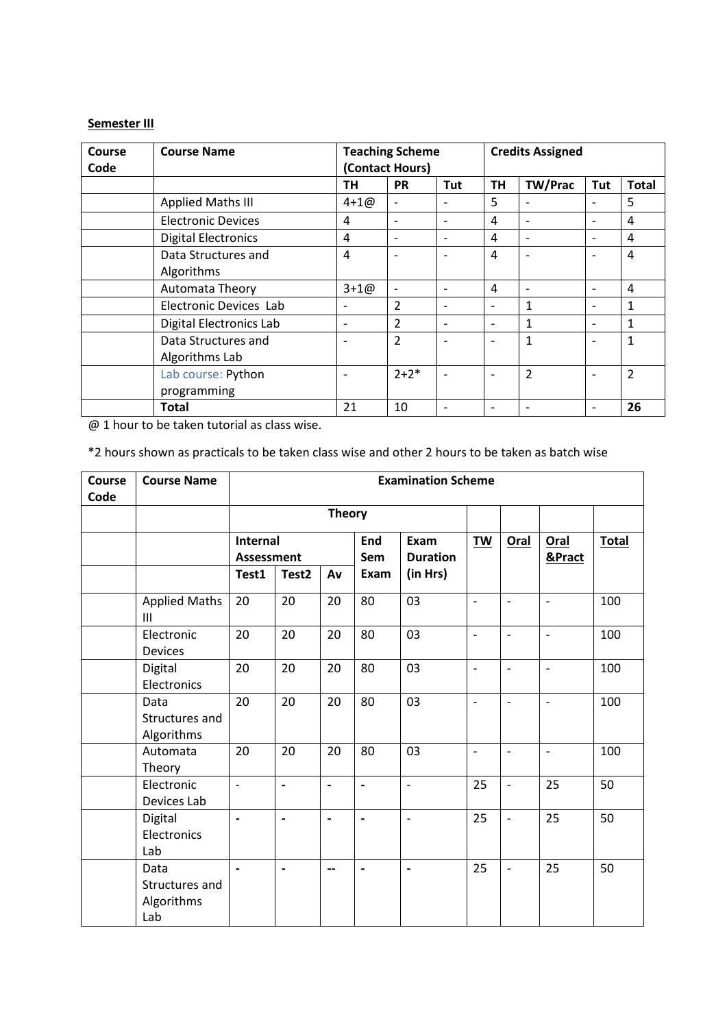**Semester III**

| Course Code | Course Name | Teaching Scheme (Contact Hours) | | | Credits Assigned | | | |
|---|---|---|---|---|---|---|---|---|
| | | TH | PR | Tut | TH | TW/Prac | Tut | Total |
| | Applied Maths III | 4+1@ | - | - | 5 | - | - | 5 |
| | Electronic Devices | 4 | - | - | 4 | - | - | 4 |
| | Digital Electronics | 4 | - | - | 4 | - | - | 4 |
| | Data Structures and Algorithms | 4 | - | - | 4 | - | - | 4 |
| | Automata Theory | 3+1@ | - | - | 4 | - | - | 4 |
| | Electronic Devices Lab | - | 2 | - | - | 1 | - | 1 |
| | Digital Electronics Lab | - | 2 | - | - | 1 | - | 1 |
| | Data Structures and Algorithms Lab | - | 2 | - | - | 1 | - | 1 |
| | Lab course: Python programming | - | 2+2* | - | - | 2 | - | 2 |
| | **Total** | 21 | 10 | - | - | - | - | **26** |

@ 1 hour to be taken tutorial as class wise.

*2 hours shown as practicals to be taken class wise and other 2 hours to be taken as batch wise

| Course Code | Course Name | Examination Scheme | | | | | | | | |
|---|---|---|---|---|---|---|---|---|---|---|
| | | Theory | | | | | | | | |
| | | Internal Assessment | | | End Sem Exam | Exam Duration (in Hrs) | TW | Oral | Oral &Pract | Total |
| | | Test1 | Test2 | Av | | | | | | |
| | Applied Maths III | 20 | 20 | 20 | 80 | 03 | - | - | - | 100 |
| | Electronic Devices | 20 | 20 | 20 | 80 | 03 | - | - | - | 100 |
| | Digital Electronics | 20 | 20 | 20 | 80 | 03 | - | - | - | 100 |
| | Data Structures and Algorithms | 20 | 20 | 20 | 80 | 03 | - | - | - | 100 |
| | Automata Theory | 20 | 20 | 20 | 80 | 03 | - | - | - | 100 |
| | Electronic Devices Lab | - | - | - | - | - | 25 | - | 25 | 50 |
| | Digital Electronics Lab | - | - | - | - | - | 25 | - | 25 | 50 |
| | Data Structures and Algorithms Lab | - | - | -- | - | - | 25 | - | 25 | 50 |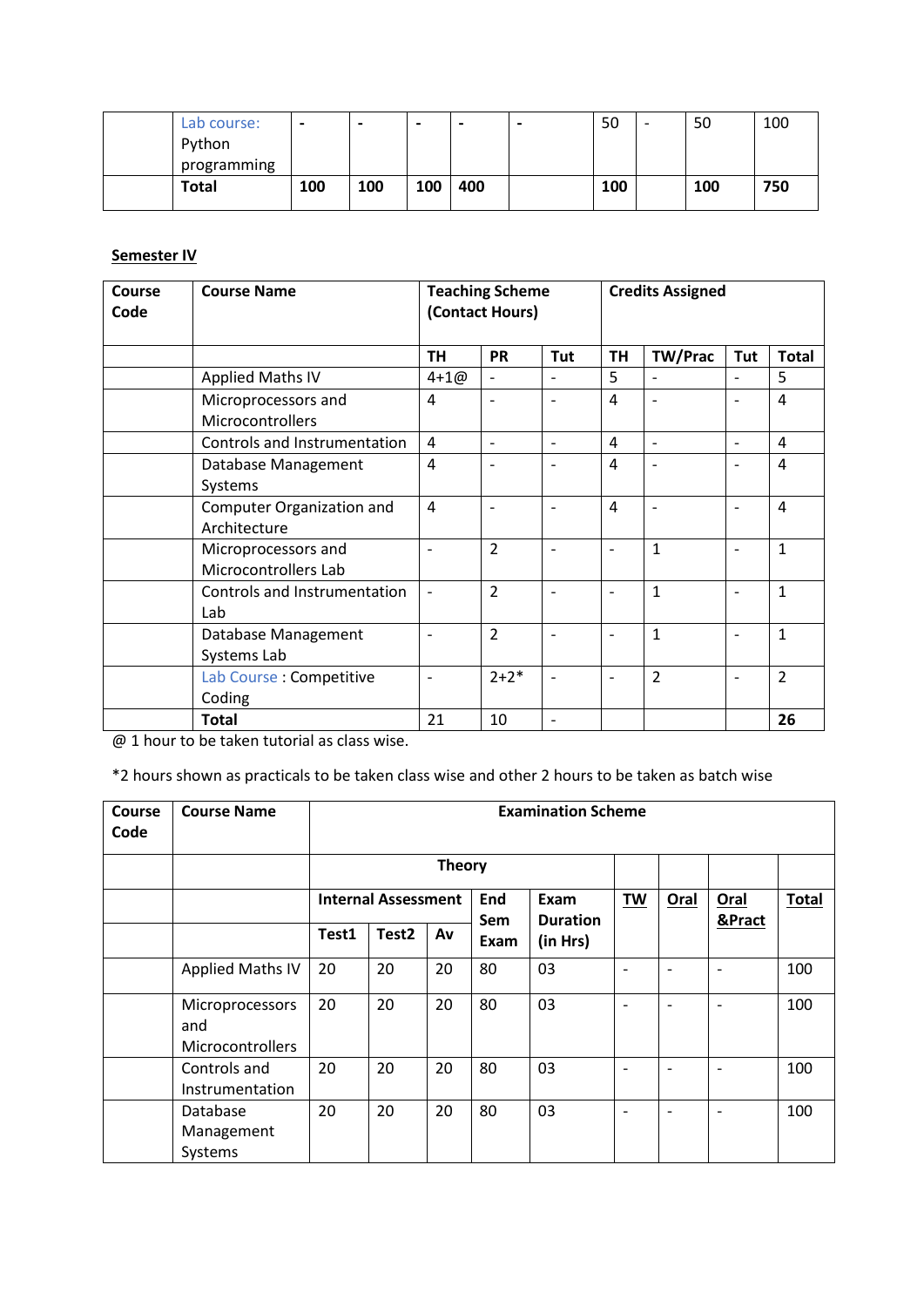| | | | | | | | | | | |
|---|---|---|---|---|---|---|---|---|---|---|
| | Lab course: Python programming | - | - | - | - | - | 50 | - | 50 | 100 |
| | **Total** | **100** | **100** | **100** | **400** | | **100** | | **100** | **750** |

**Semester IV**

| **Course Code** | **Course Name** | **Teaching Scheme (Contact Hours)** | | | **Credits Assigned** | | | |
|---|---|---|---|---|---|---|---|---|
| | | **TH** | **PR** | **Tut** | **TH** | **TW/Prac** | **Tut** | **Total** |
| | Applied Maths IV | 4+1@ | - | - | 5 | - | - | 5 |
| | Microprocessors and Microcontrollers | 4 | - | - | 4 | - | - | 4 |
| | Controls and Instrumentation | 4 | - | - | 4 | - | - | 4 |
| | Database Management Systems | 4 | - | - | 4 | - | - | 4 |
| | Computer Organization and Architecture | 4 | - | - | 4 | - | - | 4 |
| | Microprocessors and Microcontrollers Lab | - | 2 | - | - | 1 | - | 1 |
| | Controls and Instrumentation Lab | - | 2 | - | - | 1 | - | 1 |
| | Database Management Systems Lab | - | 2 | - | - | 1 | - | 1 |
| | Lab Course : Competitive Coding | - | 2+2* | - | - | 2 | - | 2 |
| | **Total** | 21 | 10 | - | | | | **26** |

@ 1 hour to be taken tutorial as class wise.

*2 hours shown as practicals to be taken class wise and other 2 hours to be taken as batch wise

| **Course Code** | **Course Name** | **Examination Scheme** | | | | | | | | |
|---|---|---|---|---|---|---|---|---|---|---|
| | | **Theory** | | | | | | | | |
| | | **Internal Assessment** | | | **End Sem Exam** | **Exam Duration (in Hrs)** | **TW** | **Oral** | **Oral &Pract** | **Total** |
| | | **Test1** | **Test2** | **Av** | | | | | | |
| | Applied Maths IV | 20 | 20 | 20 | 80 | 03 | - | - | - | 100 |
| | Microprocessors and Microcontrollers | 20 | 20 | 20 | 80 | 03 | - | - | - | 100 |
| | Controls and Instrumentation | 20 | 20 | 20 | 80 | 03 | - | - | - | 100 |
| | Database Management Systems | 20 | 20 | 20 | 80 | 03 | - | - | - | 100 |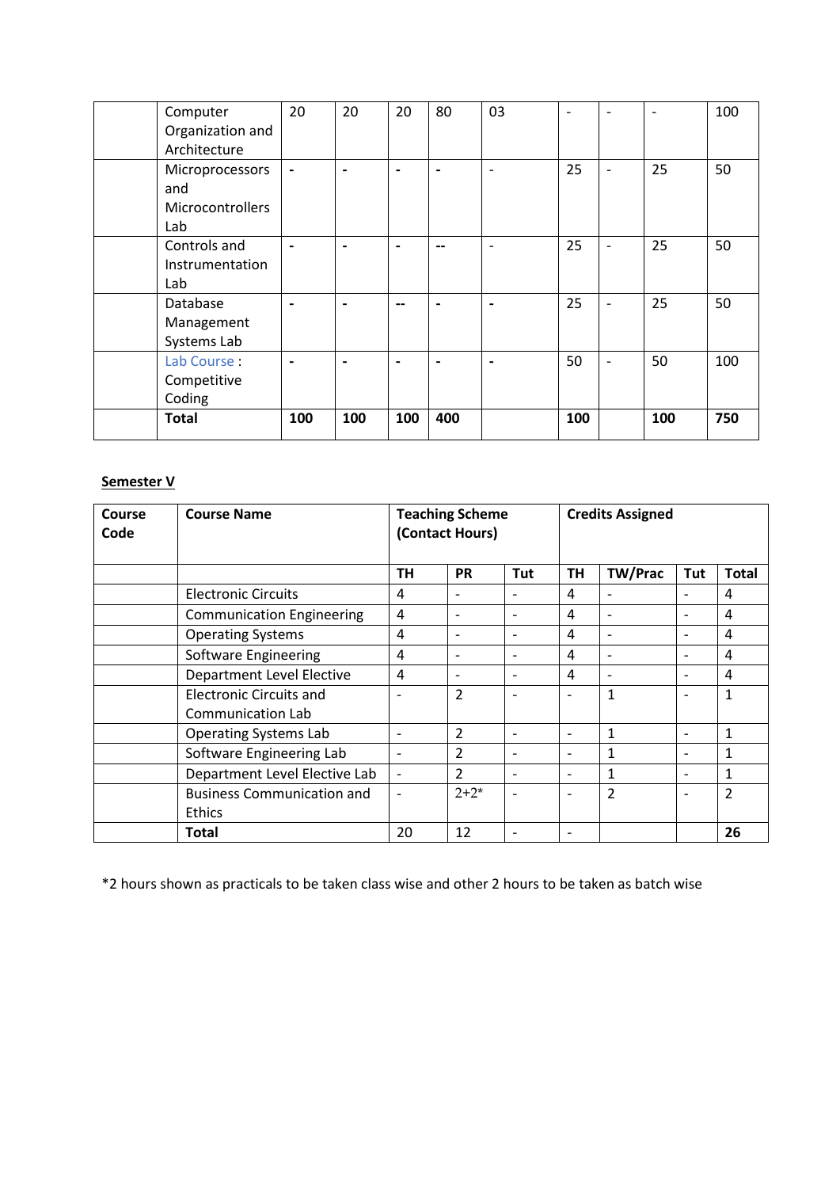| | Computer Organization and Architecture | 20 | 20 | 20 | 80 | 03 | - | - | - | 100 |
|---|---|---|---|---|---|---|---|---|---|---|
| | Microprocessors and Microcontrollers Lab | - | - | - | - | - | 25 | - | 25 | 50 |
| | Controls and Instrumentation Lab | - | - | - | -- | - | 25 | - | 25 | 50 |
| | Database Management Systems Lab | - | - | -- | - | - | 25 | - | 25 | 50 |
| | Lab Course : Competitive Coding | - | - | - | - | - | 50 | - | 50 | 100 |
| | **Total** | **100** | **100** | **100** | **400** | | **100** | | **100** | **750** |

**Semester V**

| Course Code | Course Name | Teaching Scheme (Contact Hours) | | | Credits Assigned | | | |
|---|---|---|---|---|---|---|---|---|
| | | **TH** | **PR** | **Tut** | **TH** | **TW/Prac** | **Tut** | **Total** |
| | Electronic Circuits | 4 | - | - | 4 | - | - | 4 |
| | Communication Engineering | 4 | - | - | 4 | - | - | 4 |
| | Operating Systems | 4 | - | - | 4 | - | - | 4 |
| | Software Engineering | 4 | - | - | 4 | - | - | 4 |
| | Department Level Elective | 4 | - | - | 4 | - | - | 4 |
| | Electronic Circuits and Communication Lab | - | 2 | - | - | 1 | - | 1 |
| | Operating Systems Lab | - | 2 | - | - | 1 | - | 1 |
| | Software Engineering Lab | - | 2 | - | - | 1 | - | 1 |
| | Department Level Elective Lab | - | 2 | - | - | 1 | - | 1 |
| | Business Communication and Ethics | - | 2+2* | - | - | 2 | - | 2 |
| | **Total** | 20 | 12 | - | - | | | **26** |

*2 hours shown as practicals to be taken class wise and other 2 hours to be taken as batch wise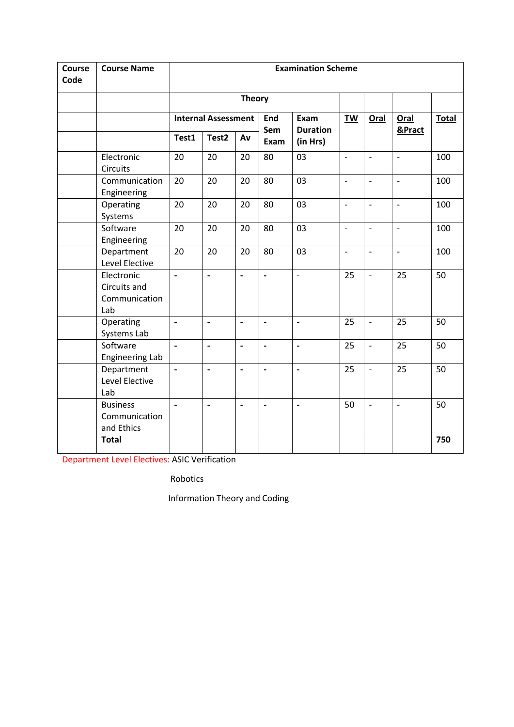| Course Code | Course Name | Examination Scheme | | | | | | | | |
|---|---|---|---|---|---|---|---|---|---|---|
| | | Theory | | | | | | | | |
| | | Internal Assessment | | | End Sem Exam | Exam Duration (in Hrs) | TW | Oral | Oral &Pract | Total |
| | | Test1 | Test2 | Av | | | | | | |
| | Electronic Circuits | 20 | 20 | 20 | 80 | 03 | - | - | - | 100 |
| | Communication Engineering | 20 | 20 | 20 | 80 | 03 | - | - | - | 100 |
| | Operating Systems | 20 | 20 | 20 | 80 | 03 | - | - | - | 100 |
| | Software Engineering | 20 | 20 | 20 | 80 | 03 | - | - | - | 100 |
| | Department Level Elective | 20 | 20 | 20 | 80 | 03 | - | - | - | 100 |
| | Electronic Circuits and Communication Lab | - | - | - | - | - | 25 | - | 25 | 50 |
| | Operating Systems Lab | - | - | - | - | - | 25 | - | 25 | 50 |
| | Software Engineering Lab | - | - | - | - | - | 25 | - | 25 | 50 |
| | Department Level Elective Lab | - | - | - | - | - | 25 | - | 25 | 50 |
| | Business Communication and Ethics | - | - | - | - | - | 50 | - | - | 50 |
| | **Total** | | | | | | | | | **750** |

Department Level Electives: ASIC Verification

Robotics

Information Theory and Coding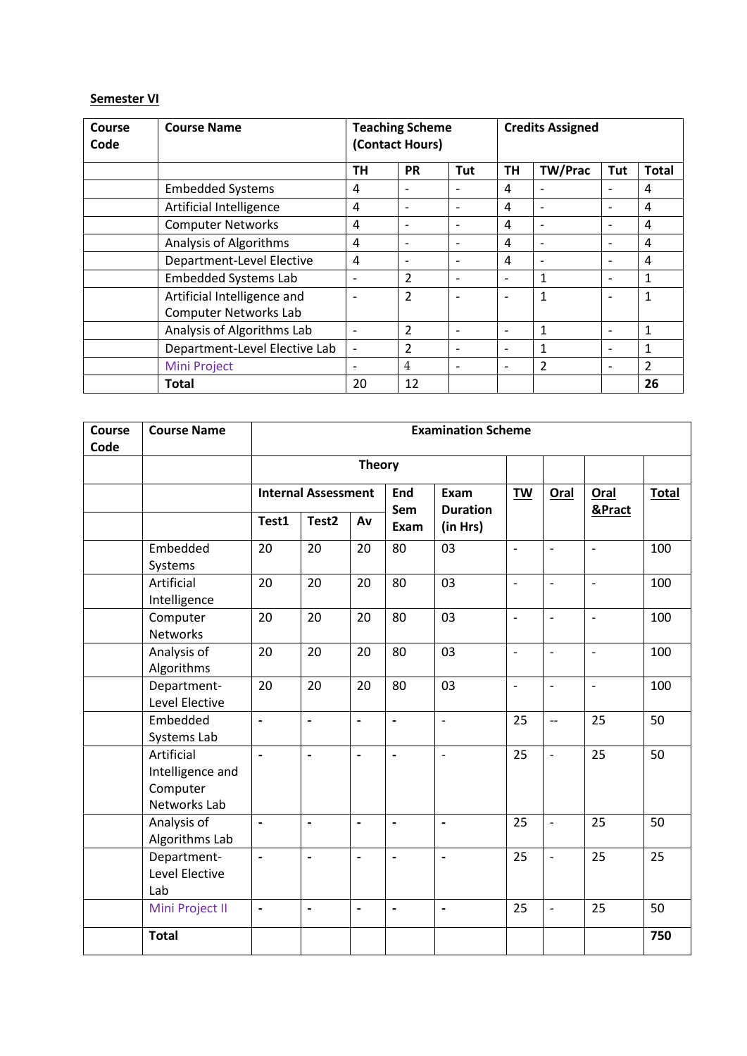**Semester VI**

| Course Code | Course Name | Teaching Scheme (Contact Hours) | | | Credits Assigned | | | |
|---|---|---|---|---|---|---|---|---|
| | | TH | PR | Tut | TH | TW/Prac | Tut | Total |
| | Embedded Systems | 4 | - | - | 4 | - | - | 4 |
| | Artificial Intelligence | 4 | - | - | 4 | - | - | 4 |
| | Computer Networks | 4 | - | - | 4 | - | - | 4 |
| | Analysis of Algorithms | 4 | - | - | 4 | - | - | 4 |
| | Department-Level Elective | 4 | - | - | 4 | - | - | 4 |
| | Embedded Systems Lab | - | 2 | - | - | 1 | - | 1 |
| | Artificial Intelligence and Computer Networks Lab | - | 2 | - | - | 1 | - | 1 |
| | Analysis of Algorithms Lab | - | 2 | - | - | 1 | - | 1 |
| | Department-Level Elective Lab | - | 2 | - | - | 1 | - | 1 |
| | Mini Project | - | 4 | - | - | 2 | - | 2 |
| | **Total** | 20 | 12 | | | | | **26** |

| Course Code | Course Name | Examination Scheme | | | | | | | | |
|---|---|---|---|---|---|---|---|---|---|---|
| | | Theory | | | | | | | | |
| | | Internal Assessment | | | End Sem Exam | Exam Duration (in Hrs) | TW | Oral | Oral &Pract | Total |
| | | Test1 | Test2 | Av | | | | | | |
| | Embedded Systems | 20 | 20 | 20 | 80 | 03 | - | - | - | 100 |
| | Artificial Intelligence | 20 | 20 | 20 | 80 | 03 | - | - | - | 100 |
| | Computer Networks | 20 | 20 | 20 | 80 | 03 | - | - | - | 100 |
| | Analysis of Algorithms | 20 | 20 | 20 | 80 | 03 | - | - | - | 100 |
| | Department-Level Elective | 20 | 20 | 20 | 80 | 03 | - | - | - | 100 |
| | Embedded Systems Lab | - | - | - | - | - | 25 | -- | 25 | 50 |
| | Artificial Intelligence and Computer Networks Lab | - | - | - | - | - | 25 | - | 25 | 50 |
| | Analysis of Algorithms Lab | - | - | - | - | - | 25 | - | 25 | 50 |
| | Department-Level Elective Lab | - | - | - | - | - | 25 | - | 25 | 25 |
| | Mini Project II | - | - | - | - | - | 25 | - | 25 | 50 |
| | **Total** | | | | | | | | | **750** |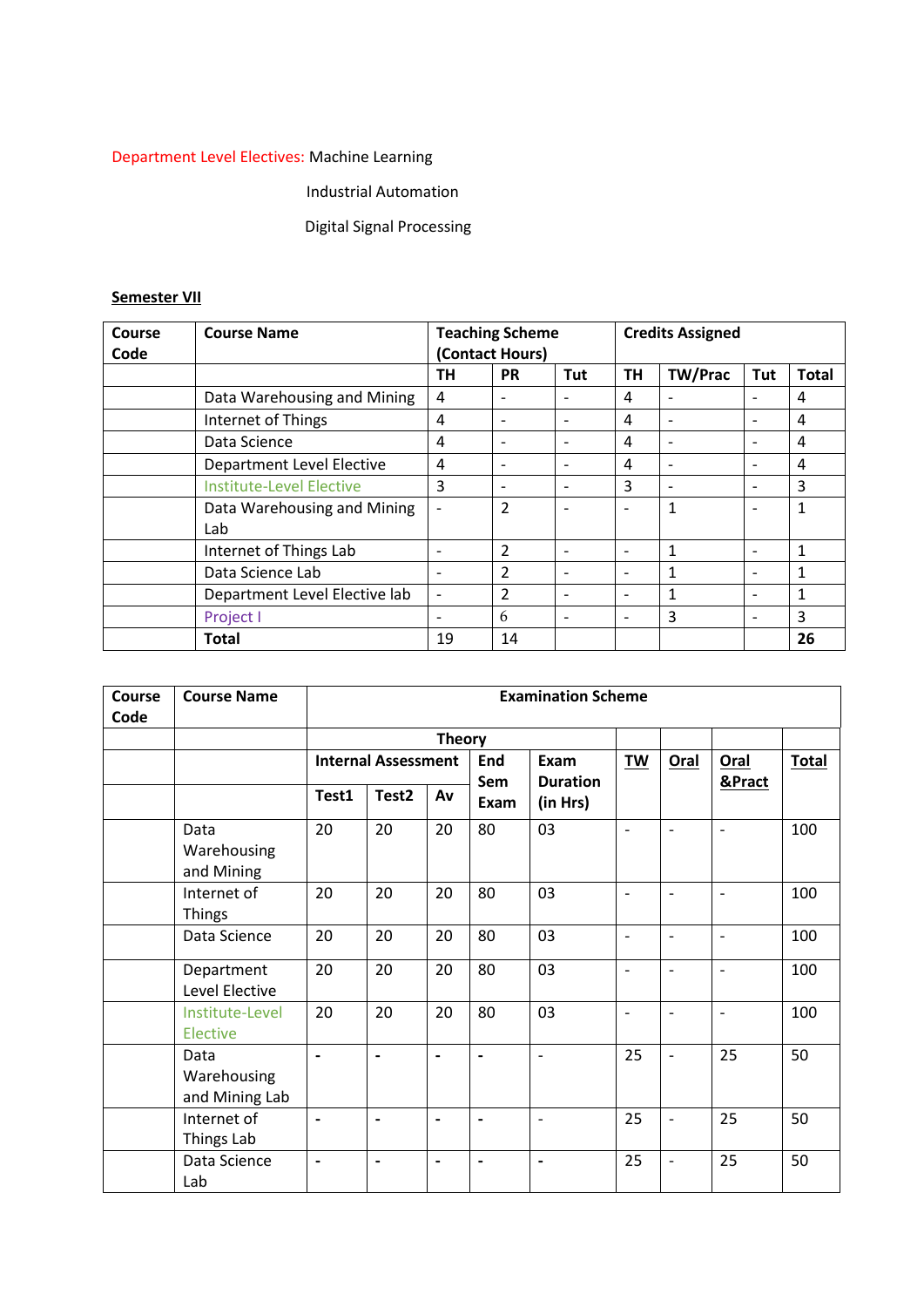Department Level Electives: Machine Learning

Industrial Automation

Digital Signal Processing

**Semester VII**

| Course Code | Course Name | Teaching Scheme (Contact Hours) | | | Credits Assigned | | | |
|---|---|---|---|---|---|---|---|---|
| | | TH | PR | Tut | TH | TW/Prac | Tut | Total |
| | Data Warehousing and Mining | 4 | - | - | 4 | - | - | 4 |
| | Internet of Things | 4 | - | - | 4 | - | - | 4 |
| | Data Science | 4 | - | - | 4 | - | - | 4 |
| | Department Level Elective | 4 | - | - | 4 | - | - | 4 |
| | Institute-Level Elective | 3 | - | - | 3 | - | - | 3 |
| | Data Warehousing and Mining Lab | - | 2 | - | - | 1 | - | 1 |
| | Internet of Things Lab | - | 2 | - | - | 1 | - | 1 |
| | Data Science Lab | - | 2 | - | - | 1 | - | 1 |
| | Department Level Elective lab | - | 2 | - | - | 1 | - | 1 |
| | Project I | - | 6 | - | - | 3 | - | 3 |
| | **Total** | 19 | 14 | | | | | **26** |

| Course Code | Course Name | Examination Scheme | | | | | | | | |
|---|---|---|---|---|---|---|---|---|---|---|
| | | Theory | | | | | | | | |
| | | Internal Assessment | | | End Sem Exam | Exam Duration (in Hrs) | TW | Oral | Oral &Pract | Total |
| | | Test1 | Test2 | Av | | | | | | |
| | Data Warehousing and Mining | 20 | 20 | 20 | 80 | 03 | - | - | - | 100 |
| | Internet of Things | 20 | 20 | 20 | 80 | 03 | - | - | - | 100 |
| | Data Science | 20 | 20 | 20 | 80 | 03 | - | - | - | 100 |
| | Department Level Elective | 20 | 20 | 20 | 80 | 03 | - | - | - | 100 |
| | Institute-Level Elective | 20 | 20 | 20 | 80 | 03 | - | - | - | 100 |
| | Data Warehousing and Mining Lab | - | - | - | - | - | 25 | - | 25 | 50 |
| | Internet of Things Lab | - | - | - | - | - | 25 | - | 25 | 50 |
| | Data Science Lab | - | - | - | - | - | 25 | - | 25 | 50 |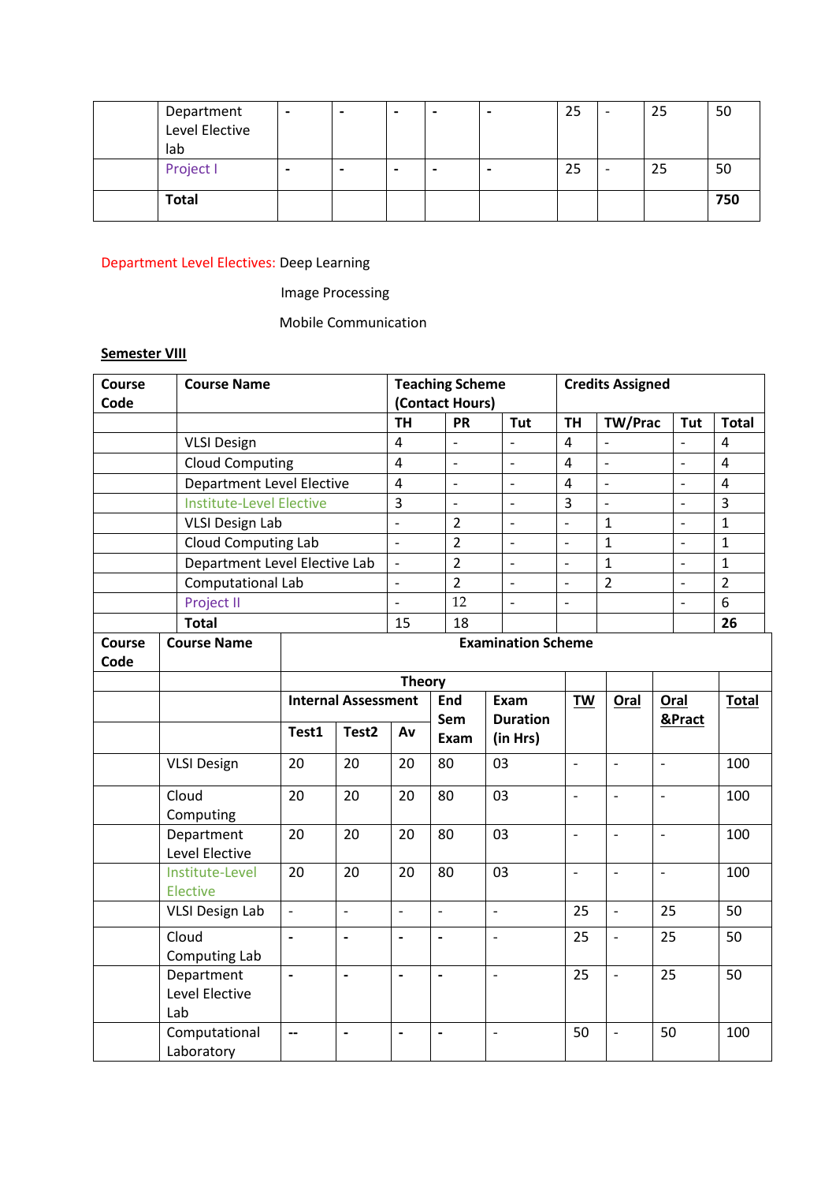| | | | | | | | | | | |
|---|---|---|---|---|---|---|---|---|---|---|
| | Department Level Elective lab | - | - | - | - | - | 25 | - | 25 | 50 |
| | Project I | - | - | - | - | - | 25 | - | 25 | 50 |
| | **Total** | | | | | | | | | **750** |

Department Level Electives: Deep Learning

Image Processing

Mobile Communication

**Semester VIII**

| Course Code | Course Name | Teaching Scheme (Contact Hours) | | | Credits Assigned | | | |
|---|---|---|---|---|---|---|---|---|
| | | **TH** | **PR** | **Tut** | **TH** | **TW/Prac** | **Tut** | **Total** |
| | VLSI Design | 4 | - | - | 4 | - | - | 4 |
| | Cloud Computing | 4 | - | - | 4 | - | - | 4 |
| | Department Level Elective | 4 | - | - | 4 | - | - | 4 |
| | Institute-Level Elective | 3 | - | - | 3 | - | - | 3 |
| | VLSI Design Lab | - | 2 | - | - | 1 | - | 1 |
| | Cloud Computing Lab | - | 2 | - | - | 1 | - | 1 |
| | Department Level Elective Lab | - | 2 | - | - | 1 | - | 1 |
| | Computational Lab | - | 2 | - | - | 2 | - | 2 |
| | Project II | - | 12 | - | - | | - | 6 |
| | **Total** | 15 | 18 | | | | | **26** |

| Course Code | Course Name | Examination Scheme | | | | | | | | |
|---|---|---|---|---|---|---|---|---|---|---|
| | | Theory | | | | | | | | |
| | | Internal Assessment | | | End Sem Exam | Exam Duration (in Hrs) | TW | Oral | Oral &Pract | Total |
| | | Test1 | Test2 | Av | | | | | | |
| | VLSI Design | 20 | 20 | 20 | 80 | 03 | - | - | - | 100 |
| | Cloud Computing | 20 | 20 | 20 | 80 | 03 | - | - | - | 100 |
| | Department Level Elective | 20 | 20 | 20 | 80 | 03 | - | - | - | 100 |
| | Institute-Level Elective | 20 | 20 | 20 | 80 | 03 | - | - | - | 100 |
| | VLSI Design Lab | - | - | - | - | - | 25 | - | 25 | 50 |
| | Cloud Computing Lab | - | - | - | - | - | 25 | - | 25 | 50 |
| | Department Level Elective Lab | - | - | - | - | - | 25 | - | 25 | 50 |
| | Computational Laboratory | -- | - | - | - | - | 50 | - | 50 | 100 |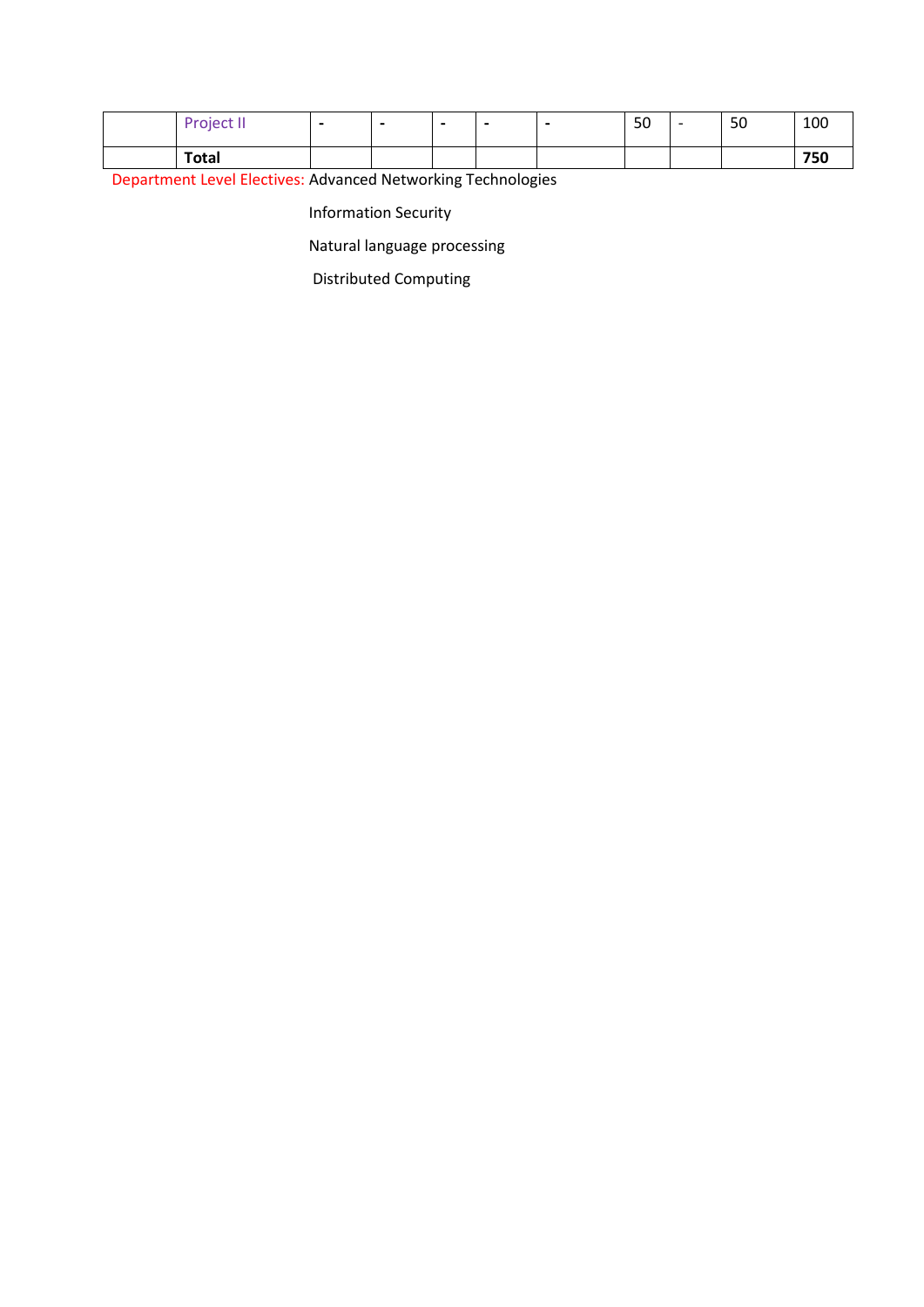| | | | | | | | | | | |
|---|---|---|---|---|---|---|---|---|---|---|
| | Project II | - | - | - | - | - | 50 | - | 50 | 100 |
| | **Total** | | | | | | | | | **750** |

Department Level Electives: Advanced Networking Technologies

Information Security

Natural language processing

Distributed Computing